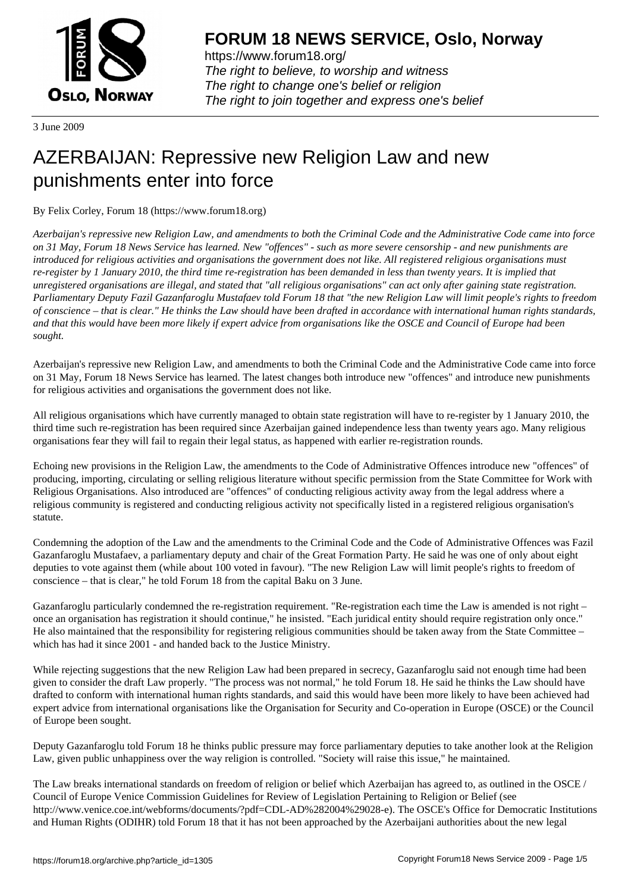# FORUM 18 NEWS SERVICE, Oslo, Norway

https://www.forum18.org/
*The right to believe, to worship and witness*
*The right to change one's belief or religion*
*The right to join together and express one's belief*

3 June 2009

# AZERBAIJAN: Repressive new Religion Law and new punishments enter into force

By Felix Corley, Forum 18 (https://www.forum18.org)

*Azerbaijan's repressive new Religion Law, and amendments to both the Criminal Code and the Administrative Code came into force on 31 May, Forum 18 News Service has learned. New "offences" - such as more severe censorship - and new punishments are introduced for religious activities and organisations the government does not like. All registered religious organisations must re-register by 1 January 2010, the third time re-registration has been demanded in less than twenty years. It is implied that unregistered organisations are illegal, and stated that "all religious organisations" can act only after gaining state registration. Parliamentary Deputy Fazil Gazanfaroglu Mustafaev told Forum 18 that "the new Religion Law will limit people's rights to freedom of conscience – that is clear." He thinks the Law should have been drafted in accordance with international human rights standards, and that this would have been more likely if expert advice from organisations like the OSCE and Council of Europe had been sought.*

Azerbaijan's repressive new Religion Law, and amendments to both the Criminal Code and the Administrative Code came into force on 31 May, Forum 18 News Service has learned. The latest changes both introduce new "offences" and introduce new punishments for religious activities and organisations the government does not like.

All religious organisations which have currently managed to obtain state registration will have to re-register by 1 January 2010, the third time such re-registration has been required since Azerbaijan gained independence less than twenty years ago. Many religious organisations fear they will fail to regain their legal status, as happened with earlier re-registration rounds.

Echoing new provisions in the Religion Law, the amendments to the Code of Administrative Offences introduce new "offences" of producing, importing, circulating or selling religious literature without specific permission from the State Committee for Work with Religious Organisations. Also introduced are "offences" of conducting religious activity away from the legal address where a religious community is registered and conducting religious activity not specifically listed in a registered religious organisation's statute.

Condemning the adoption of the Law and the amendments to the Criminal Code and the Code of Administrative Offences was Fazil Gazanfaroglu Mustafaev, a parliamentary deputy and chair of the Great Formation Party. He said he was one of only about eight deputies to vote against them (while about 100 voted in favour). "The new Religion Law will limit people's rights to freedom of conscience – that is clear," he told Forum 18 from the capital Baku on 3 June.

Gazanfaroglu particularly condemned the re-registration requirement. "Re-registration each time the Law is amended is not right – once an organisation has registration it should continue," he insisted. "Each juridical entity should require registration only once." He also maintained that the responsibility for registering religious communities should be taken away from the State Committee – which has had it since 2001 - and handed back to the Justice Ministry.

While rejecting suggestions that the new Religion Law had been prepared in secrecy, Gazanfaroglu said not enough time had been given to consider the draft Law properly. "The process was not normal," he told Forum 18. He said he thinks the Law should have drafted to conform with international human rights standards, and said this would have been more likely to have been achieved had expert advice from international organisations like the Organisation for Security and Co-operation in Europe (OSCE) or the Council of Europe been sought.

Deputy Gazanfaroglu told Forum 18 he thinks public pressure may force parliamentary deputies to take another look at the Religion Law, given public unhappiness over the way religion is controlled. "Society will raise this issue," he maintained.

The Law breaks international standards on freedom of religion or belief which Azerbaijan has agreed to, as outlined in the OSCE / Council of Europe Venice Commission Guidelines for Review of Legislation Pertaining to Religion or Belief (see http://www.venice.coe.int/webforms/documents/?pdf=CDL-AD%282004%29028-e). The OSCE's Office for Democratic Institutions and Human Rights (ODIHR) told Forum 18 that it has not been approached by the Azerbaijani authorities about the new legal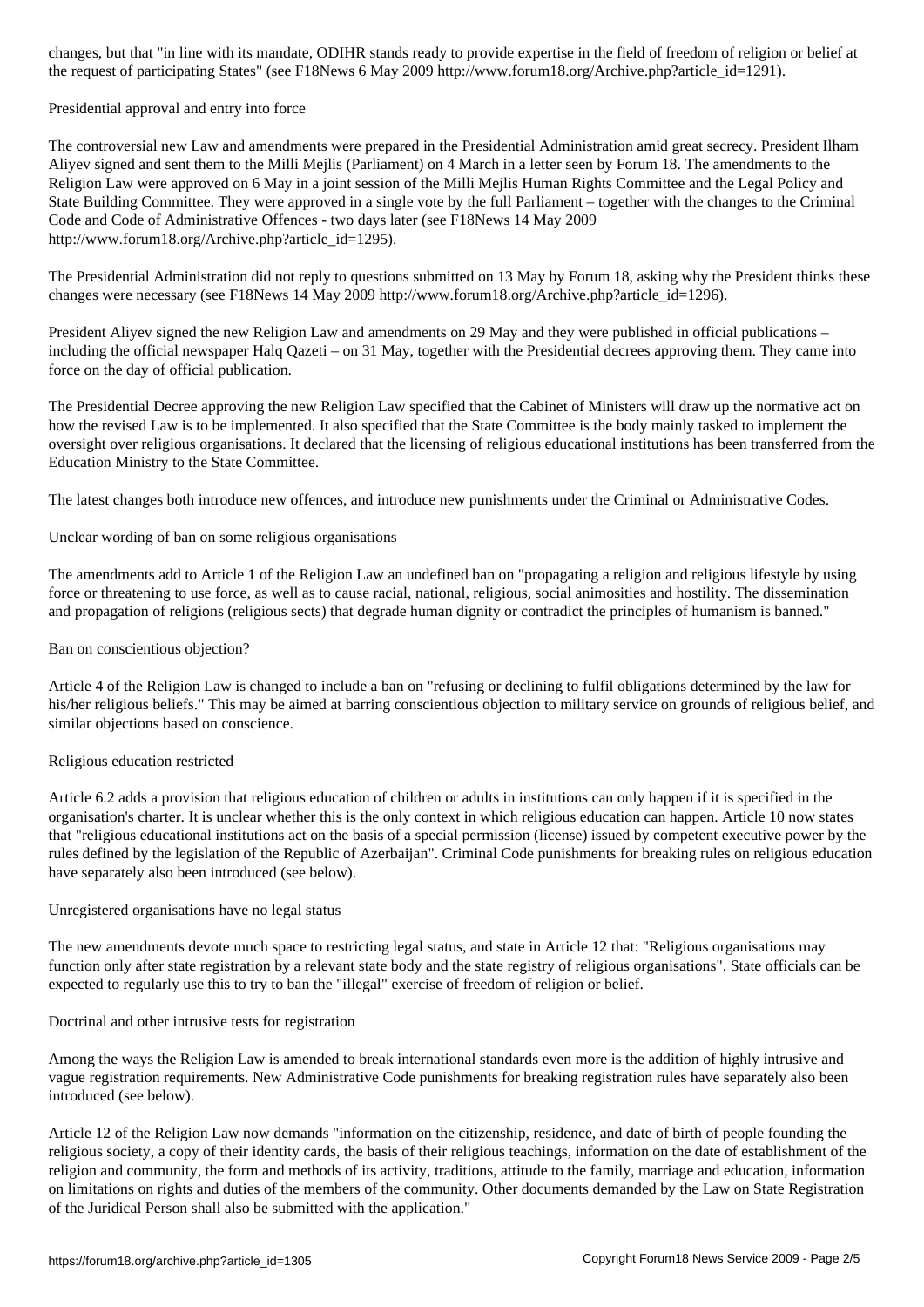changes, but that "in line with its mandate, ODIHR stands ready to provide expertise in the field of freedom of religion or belief at the request of participating States" (see F18News 6 May 2009 http://www.forum18.org/Archive.php?article_id=1291).

## Presidential approval and entry into force

The controversial new Law and amendments were prepared in the Presidential Administration amid great secrecy. President Ilham Aliyev signed and sent them to the Milli Mejlis (Parliament) on 4 March in a letter seen by Forum 18. The amendments to the Religion Law were approved on 6 May in a joint session of the Milli Mejlis Human Rights Committee and the Legal Policy and State Building Committee. They were approved in a single vote by the full Parliament – together with the changes to the Criminal Code and Code of Administrative Offences - two days later (see F18News 14 May 2009 http://www.forum18.org/Archive.php?article_id=1295).

The Presidential Administration did not reply to questions submitted on 13 May by Forum 18, asking why the President thinks these changes were necessary (see F18News 14 May 2009 http://www.forum18.org/Archive.php?article_id=1296).

President Aliyev signed the new Religion Law and amendments on 29 May and they were published in official publications – including the official newspaper Halq Qazeti – on 31 May, together with the Presidential decrees approving them. They came into force on the day of official publication.

The Presidential Decree approving the new Religion Law specified that the Cabinet of Ministers will draw up the normative act on how the revised Law is to be implemented. It also specified that the State Committee is the body mainly tasked to implement the oversight over religious organisations. It declared that the licensing of religious educational institutions has been transferred from the Education Ministry to the State Committee.

The latest changes both introduce new offences, and introduce new punishments under the Criminal or Administrative Codes.

## Unclear wording of ban on some religious organisations

The amendments add to Article 1 of the Religion Law an undefined ban on "propagating a religion and religious lifestyle by using force or threatening to use force, as well as to cause racial, national, religious, social animosities and hostility. The dissemination and propagation of religions (religious sects) that degrade human dignity or contradict the principles of humanism is banned."

## Ban on conscientious objection?

Article 4 of the Religion Law is changed to include a ban on "refusing or declining to fulfil obligations determined by the law for his/her religious beliefs." This may be aimed at barring conscientious objection to military service on grounds of religious belief, and similar objections based on conscience.

## Religious education restricted

Article 6.2 adds a provision that religious education of children or adults in institutions can only happen if it is specified in the organisation's charter. It is unclear whether this is the only context in which religious education can happen. Article 10 now states that "religious educational institutions act on the basis of a special permission (license) issued by competent executive power by the rules defined by the legislation of the Republic of Azerbaijan". Criminal Code punishments for breaking rules on religious education have separately also been introduced (see below).

## Unregistered organisations have no legal status

The new amendments devote much space to restricting legal status, and state in Article 12 that: "Religious organisations may function only after state registration by a relevant state body and the state registry of religious organisations". State officials can be expected to regularly use this to try to ban the "illegal" exercise of freedom of religion or belief.

## Doctrinal and other intrusive tests for registration

Among the ways the Religion Law is amended to break international standards even more is the addition of highly intrusive and vague registration requirements. New Administrative Code punishments for breaking registration rules have separately also been introduced (see below).

Article 12 of the Religion Law now demands "information on the citizenship, residence, and date of birth of people founding the religious society, a copy of their identity cards, the basis of their religious teachings, information on the date of establishment of the religion and community, the form and methods of its activity, traditions, attitude to the family, marriage and education, information on limitations on rights and duties of the members of the community. Other documents demanded by the Law on State Registration of the Juridical Person shall also be submitted with the application."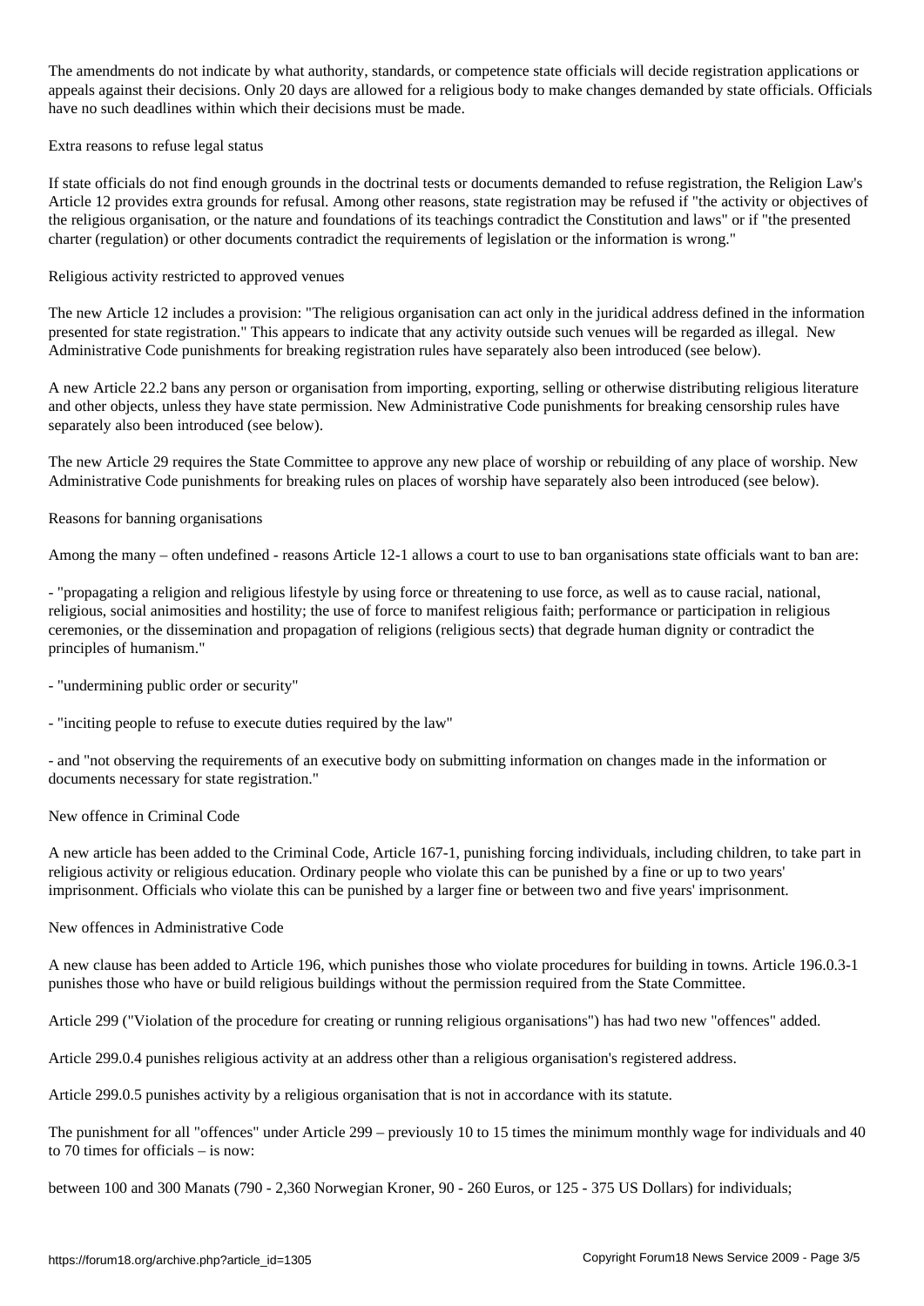The amendments do not indicate by what authority, standards, or competence state officials will decide registration applications or appeals against their decisions. Only 20 days are allowed for a religious body to make changes demanded by state officials. Officials have no such deadlines within which their decisions must be made.

## Extra reasons to refuse legal status

If state officials do not find enough grounds in the doctrinal tests or documents demanded to refuse registration, the Religion Law's Article 12 provides extra grounds for refusal. Among other reasons, state registration may be refused if "the activity or objectives of the religious organisation, or the nature and foundations of its teachings contradict the Constitution and laws" or if "the presented charter (regulation) or other documents contradict the requirements of legislation or the information is wrong."

## Religious activity restricted to approved venues

The new Article 12 includes a provision: "The religious organisation can act only in the juridical address defined in the information presented for state registration." This appears to indicate that any activity outside such venues will be regarded as illegal. New Administrative Code punishments for breaking registration rules have separately also been introduced (see below).

A new Article 22.2 bans any person or organisation from importing, exporting, selling or otherwise distributing religious literature and other objects, unless they have state permission. New Administrative Code punishments for breaking censorship rules have separately also been introduced (see below).

The new Article 29 requires the State Committee to approve any new place of worship or rebuilding of any place of worship. New Administrative Code punishments for breaking rules on places of worship have separately also been introduced (see below).

## Reasons for banning organisations

Among the many – often undefined - reasons Article 12-1 allows a court to use to ban organisations state officials want to ban are:

- "propagating a religion and religious lifestyle by using force or threatening to use force, as well as to cause racial, national, religious, social animosities and hostility; the use of force to manifest religious faith; performance or participation in religious ceremonies, or the dissemination and propagation of religions (religious sects) that degrade human dignity or contradict the principles of humanism."

- "undermining public order or security"

- "inciting people to refuse to execute duties required by the law"

- and "not observing the requirements of an executive body on submitting information on changes made in the information or documents necessary for state registration."

## New offence in Criminal Code

A new article has been added to the Criminal Code, Article 167-1, punishing forcing individuals, including children, to take part in religious activity or religious education. Ordinary people who violate this can be punished by a fine or up to two years' imprisonment. Officials who violate this can be punished by a larger fine or between two and five years' imprisonment.

## New offences in Administrative Code

A new clause has been added to Article 196, which punishes those who violate procedures for building in towns. Article 196.0.3-1 punishes those who have or build religious buildings without the permission required from the State Committee.

Article 299 ("Violation of the procedure for creating or running religious organisations") has had two new "offences" added.

Article 299.0.4 punishes religious activity at an address other than a religious organisation's registered address.

Article 299.0.5 punishes activity by a religious organisation that is not in accordance with its statute.

The punishment for all "offences" under Article 299 – previously 10 to 15 times the minimum monthly wage for individuals and 40 to 70 times for officials – is now:

between 100 and 300 Manats (790 - 2,360 Norwegian Kroner, 90 - 260 Euros, or 125 - 375 US Dollars) for individuals;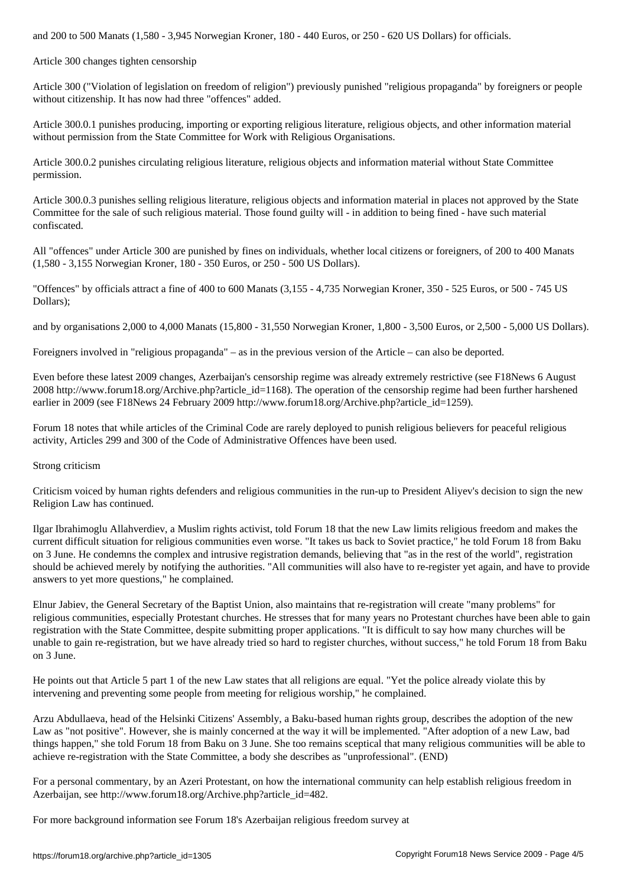and 200 to 500 Manats (1,580 - 3,945 Norwegian Kroner, 180 - 440 Euros, or 250 - 620 US Dollars) for officials.

## Article 300 changes tighten censorship

Article 300 ("Violation of legislation on freedom of religion") previously punished "religious propaganda" by foreigners or people without citizenship. It has now had three "offences" added.

Article 300.0.1 punishes producing, importing or exporting religious literature, religious objects, and other information material without permission from the State Committee for Work with Religious Organisations.

Article 300.0.2 punishes circulating religious literature, religious objects and information material without State Committee permission.

Article 300.0.3 punishes selling religious literature, religious objects and information material in places not approved by the State Committee for the sale of such religious material. Those found guilty will - in addition to being fined - have such material confiscated.

All "offences" under Article 300 are punished by fines on individuals, whether local citizens or foreigners, of 200 to 400 Manats (1,580 - 3,155 Norwegian Kroner, 180 - 350 Euros, or 250 - 500 US Dollars).

"Offences" by officials attract a fine of 400 to 600 Manats (3,155 - 4,735 Norwegian Kroner, 350 - 525 Euros, or 500 - 745 US Dollars);

and by organisations 2,000 to 4,000 Manats (15,800 - 31,550 Norwegian Kroner, 1,800 - 3,500 Euros, or 2,500 - 5,000 US Dollars).

Foreigners involved in "religious propaganda" – as in the previous version of the Article – can also be deported.

Even before these latest 2009 changes, Azerbaijan's censorship regime was already extremely restrictive (see F18News 6 August 2008 http://www.forum18.org/Archive.php?article_id=1168). The operation of the censorship regime had been further harshened earlier in 2009 (see F18News 24 February 2009 http://www.forum18.org/Archive.php?article_id=1259).

Forum 18 notes that while articles of the Criminal Code are rarely deployed to punish religious believers for peaceful religious activity, Articles 299 and 300 of the Code of Administrative Offences have been used.

## Strong criticism

Criticism voiced by human rights defenders and religious communities in the run-up to President Aliyev's decision to sign the new Religion Law has continued.

Ilgar Ibrahimoglu Allahverdiev, a Muslim rights activist, told Forum 18 that the new Law limits religious freedom and makes the current difficult situation for religious communities even worse. "It takes us back to Soviet practice," he told Forum 18 from Baku on 3 June. He condemns the complex and intrusive registration demands, believing that "as in the rest of the world", registration should be achieved merely by notifying the authorities. "All communities will also have to re-register yet again, and have to provide answers to yet more questions," he complained.

Elnur Jabiev, the General Secretary of the Baptist Union, also maintains that re-registration will create "many problems" for religious communities, especially Protestant churches. He stresses that for many years no Protestant churches have been able to gain registration with the State Committee, despite submitting proper applications. "It is difficult to say how many churches will be unable to gain re-registration, but we have already tried so hard to register churches, without success," he told Forum 18 from Baku on 3 June.

He points out that Article 5 part 1 of the new Law states that all religions are equal. "Yet the police already violate this by intervening and preventing some people from meeting for religious worship," he complained.

Arzu Abdullaeva, head of the Helsinki Citizens' Assembly, a Baku-based human rights group, describes the adoption of the new Law as "not positive". However, she is mainly concerned at the way it will be implemented. "After adoption of a new Law, bad things happen," she told Forum 18 from Baku on 3 June. She too remains sceptical that many religious communities will be able to achieve re-registration with the State Committee, a body she describes as "unprofessional". (END)

For a personal commentary, by an Azeri Protestant, on how the international community can help establish religious freedom in Azerbaijan, see http://www.forum18.org/Archive.php?article_id=482.

For more background information see Forum 18's Azerbaijan religious freedom survey at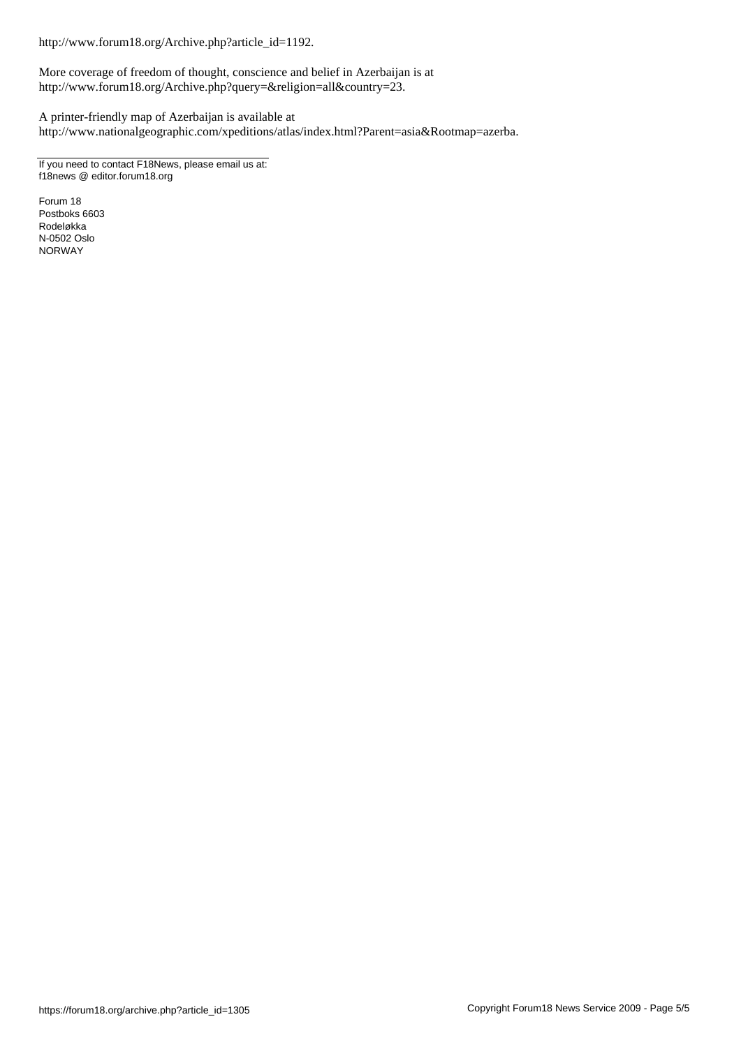http://www.forum18.org/Archive.php?article_id=1192.

More coverage of freedom of thought, conscience and belief in Azerbaijan is at http://www.forum18.org/Archive.php?query=&religion=all&country=23.

A printer-friendly map of Azerbaijan is available at http://www.nationalgeographic.com/xpeditions/atlas/index.html?Parent=asia&Rootmap=azerba.

If you need to contact F18News, please email us at:
f18news @ editor.forum18.org

Forum 18
Postboks 6603
Rodeløkka
N-0502 Oslo
NORWAY